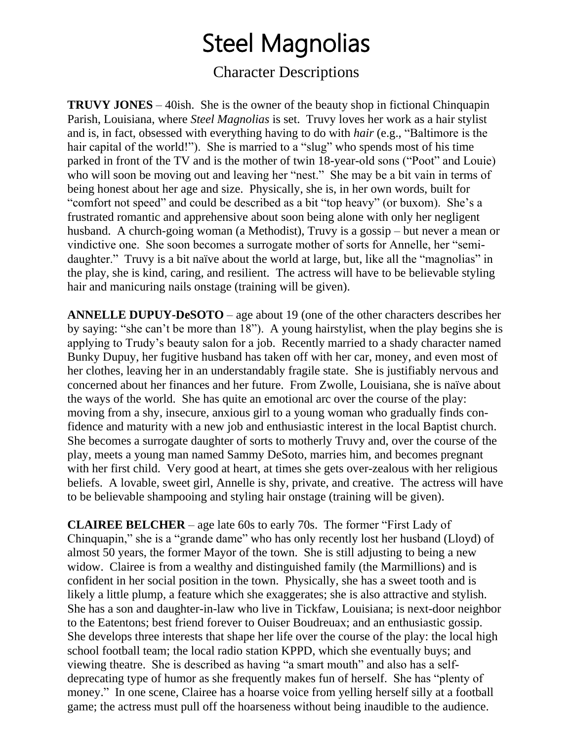# Steel Magnolias

## Character Descriptions

**TRUVY JONES** – 40ish. She is the owner of the beauty shop in fictional Chinquapin Parish, Louisiana, where *Steel Magnolias* is set. Truvy loves her work as a hair stylist and is, in fact, obsessed with everything having to do with *hair* (e.g., "Baltimore is the hair capital of the world!"). She is married to a "slug" who spends most of his time parked in front of the TV and is the mother of twin 18-year-old sons ("Poot" and Louie) who will soon be moving out and leaving her "nest." She may be a bit vain in terms of being honest about her age and size. Physically, she is, in her own words, built for "comfort not speed" and could be described as a bit "top heavy" (or buxom). She's a frustrated romantic and apprehensive about soon being alone with only her negligent husband. A church-going woman (a Methodist), Truvy is a gossip – but never a mean or vindictive one. She soon becomes a surrogate mother of sorts for Annelle, her "semi-daughter." Truvy is a bit naïve about the world at large, but, like all the "magnolias" in the play, she is kind, caring, and resilient. The actress will have to be believable styling hair and manicuring nails onstage (training will be given).

**ANNELLE DUPUY-DeSOTO** – age about 19 (one of the other characters describes her by saying: "she can't be more than 18"). A young hairstylist, when the play begins she is applying to Trudy's beauty salon for a job. Recently married to a shady character named Bunky Dupuy, her fugitive husband has taken off with her car, money, and even most of her clothes, leaving her in an understandably fragile state. She is justifiably nervous and concerned about her finances and her future. From Zwolle, Louisiana, she is naïve about the ways of the world. She has quite an emotional arc over the course of the play: moving from a shy, insecure, anxious girl to a young woman who gradually finds confidence and maturity with a new job and enthusiastic interest in the local Baptist church. She becomes a surrogate daughter of sorts to motherly Truvy and, over the course of the play, meets a young man named Sammy DeSoto, marries him, and becomes pregnant with her first child. Very good at heart, at times she gets over-zealous with her religious beliefs. A lovable, sweet girl, Annelle is shy, private, and creative. The actress will have to be believable shampooing and styling hair onstage (training will be given).

**CLAIREE BELCHER** – age late 60s to early 70s. The former "First Lady of Chinquapin," she is a "grande dame" who has only recently lost her husband (Lloyd) of almost 50 years, the former Mayor of the town. She is still adjusting to being a new widow. Clairee is from a wealthy and distinguished family (the Marmillions) and is confident in her social position in the town. Physically, she has a sweet tooth and is likely a little plump, a feature which she exaggerates; she is also attractive and stylish. She has a son and daughter-in-law who live in Tickfaw, Louisiana; is next-door neighbor to the Eatentons; best friend forever to Ouiser Boudreuax; and an enthusiastic gossip. She develops three interests that shape her life over the course of the play: the local high school football team; the local radio station KPPD, which she eventually buys; and viewing theatre. She is described as having "a smart mouth" and also has a self-deprecating type of humor as she frequently makes fun of herself. She has "plenty of money." In one scene, Clairee has a hoarse voice from yelling herself silly at a football game; the actress must pull off the hoarseness without being inaudible to the audience.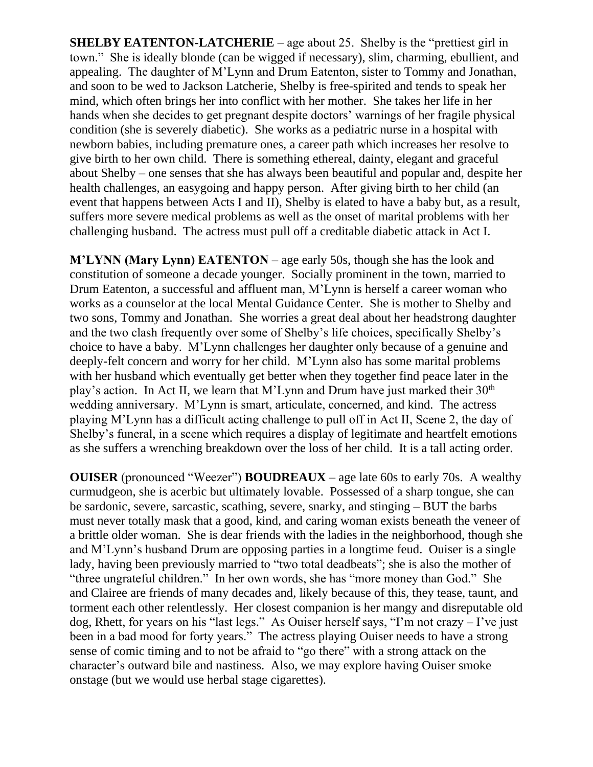**SHELBY EATENTON-LATCHERIE** – age about 25. Shelby is the "prettiest girl in town." She is ideally blonde (can be wigged if necessary), slim, charming, ebullient, and appealing. The daughter of M'Lynn and Drum Eatenton, sister to Tommy and Jonathan, and soon to be wed to Jackson Latcherie, Shelby is free-spirited and tends to speak her mind, which often brings her into conflict with her mother. She takes her life in her hands when she decides to get pregnant despite doctors' warnings of her fragile physical condition (she is severely diabetic). She works as a pediatric nurse in a hospital with newborn babies, including premature ones, a career path which increases her resolve to give birth to her own child. There is something ethereal, dainty, elegant and graceful about Shelby – one senses that she has always been beautiful and popular and, despite her health challenges, an easygoing and happy person. After giving birth to her child (an event that happens between Acts I and II), Shelby is elated to have a baby but, as a result, suffers more severe medical problems as well as the onset of marital problems with her challenging husband. The actress must pull off a creditable diabetic attack in Act I.

**M'LYNN (Mary Lynn) EATENTON** – age early 50s, though she has the look and constitution of someone a decade younger. Socially prominent in the town, married to Drum Eatenton, a successful and affluent man, M'Lynn is herself a career woman who works as a counselor at the local Mental Guidance Center. She is mother to Shelby and two sons, Tommy and Jonathan. She worries a great deal about her headstrong daughter and the two clash frequently over some of Shelby's life choices, specifically Shelby's choice to have a baby. M'Lynn challenges her daughter only because of a genuine and deeply-felt concern and worry for her child. M'Lynn also has some marital problems with her husband which eventually get better when they together find peace later in the play's action. In Act II, we learn that M'Lynn and Drum have just marked their 30th wedding anniversary. M'Lynn is smart, articulate, concerned, and kind. The actress playing M'Lynn has a difficult acting challenge to pull off in Act II, Scene 2, the day of Shelby's funeral, in a scene which requires a display of legitimate and heartfelt emotions as she suffers a wrenching breakdown over the loss of her child. It is a tall acting order.

**OUISER** (pronounced "Weezer") **BOUDREAUX** – age late 60s to early 70s. A wealthy curmudgeon, she is acerbic but ultimately lovable. Possessed of a sharp tongue, she can be sardonic, severe, sarcastic, scathing, severe, snarky, and stinging – BUT the barbs must never totally mask that a good, kind, and caring woman exists beneath the veneer of a brittle older woman. She is dear friends with the ladies in the neighborhood, though she and M'Lynn's husband Drum are opposing parties in a longtime feud. Ouiser is a single lady, having been previously married to "two total deadbeats"; she is also the mother of "three ungrateful children." In her own words, she has "more money than God." She and Clairee are friends of many decades and, likely because of this, they tease, taunt, and torment each other relentlessly. Her closest companion is her mangy and disreputable old dog, Rhett, for years on his "last legs." As Ouiser herself says, "I'm not crazy – I've just been in a bad mood for forty years." The actress playing Ouiser needs to have a strong sense of comic timing and to not be afraid to "go there" with a strong attack on the character's outward bile and nastiness. Also, we may explore having Ouiser smoke onstage (but we would use herbal stage cigarettes).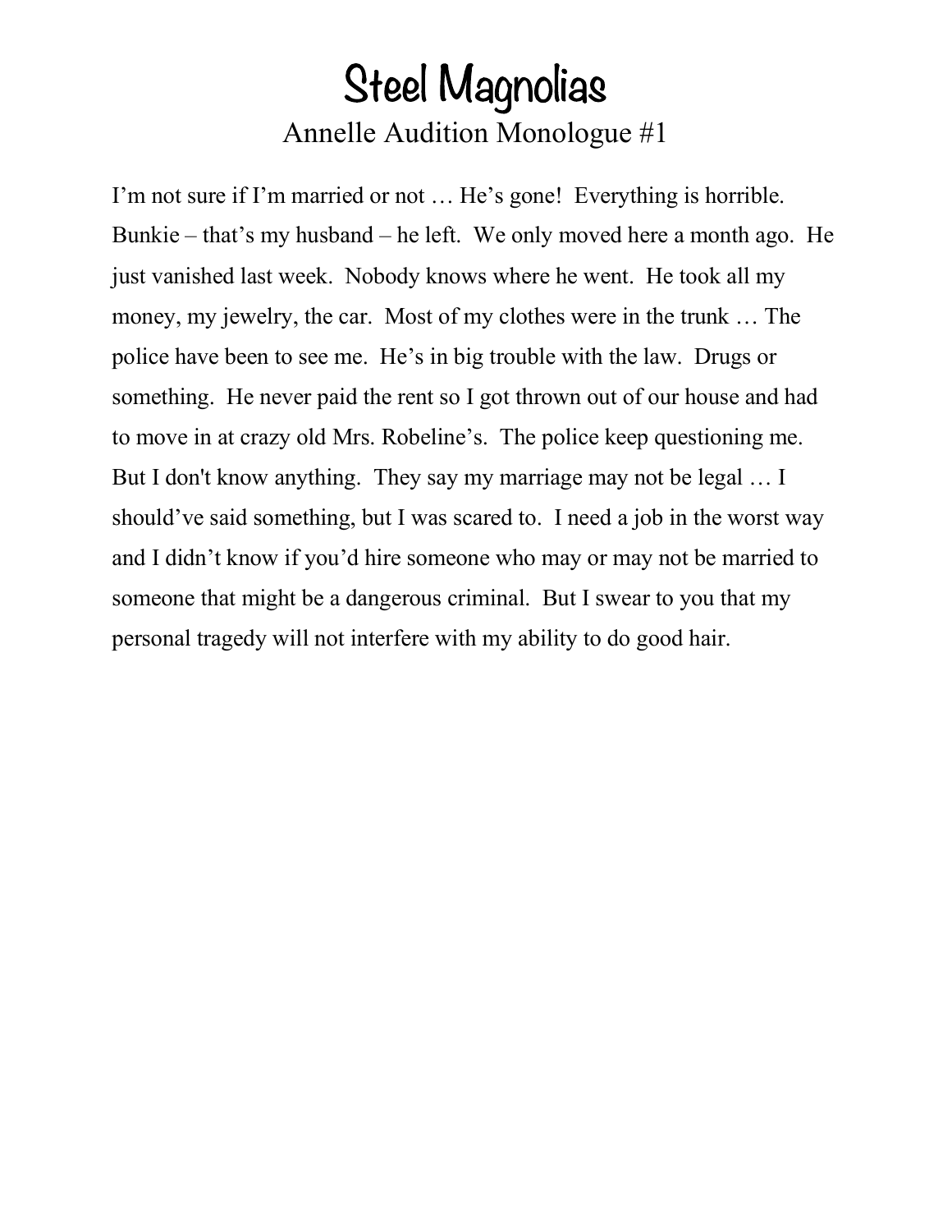# Steel Magnolias

## Annelle Audition Monologue #1

I'm not sure if I'm married or not … He's gone! Everything is horrible. Bunkie – that's my husband – he left. We only moved here a month ago. He just vanished last week. Nobody knows where he went. He took all my money, my jewelry, the car. Most of my clothes were in the trunk … The police have been to see me. He's in big trouble with the law. Drugs or something. He never paid the rent so I got thrown out of our house and had to move in at crazy old Mrs. Robeline's. The police keep questioning me. But I don't know anything. They say my marriage may not be legal … I should've said something, but I was scared to. I need a job in the worst way and I didn't know if you'd hire someone who may or may not be married to someone that might be a dangerous criminal. But I swear to you that my personal tragedy will not interfere with my ability to do good hair.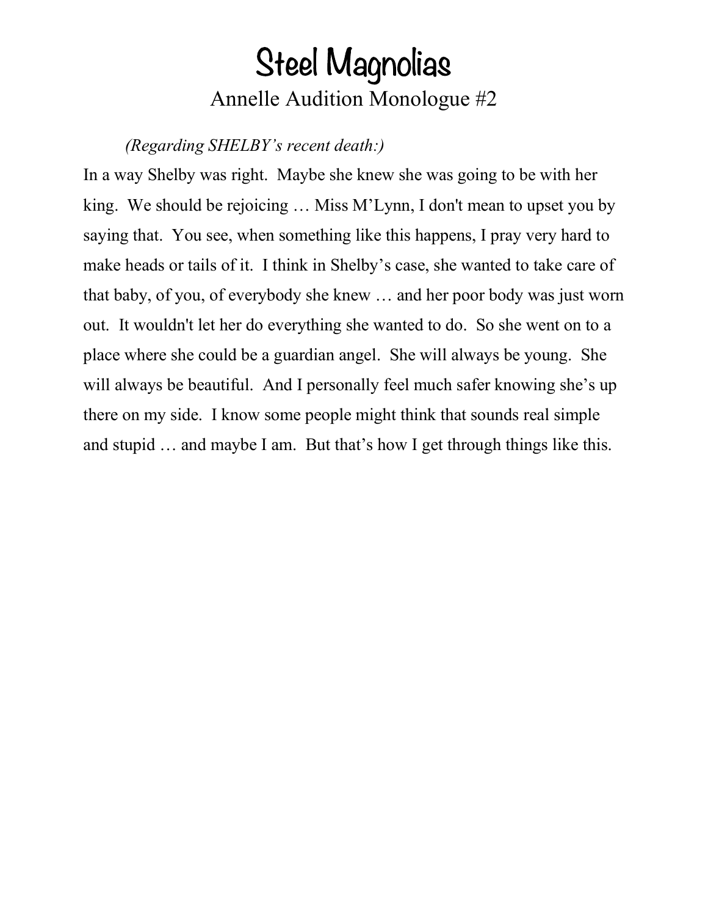# Steel Magnolias

## Annelle Audition Monologue #2

*(Regarding SHELBY's recent death:)*

In a way Shelby was right. Maybe she knew she was going to be with her king. We should be rejoicing … Miss M'Lynn, I don't mean to upset you by saying that. You see, when something like this happens, I pray very hard to make heads or tails of it. I think in Shelby's case, she wanted to take care of that baby, of you, of everybody she knew … and her poor body was just worn out. It wouldn't let her do everything she wanted to do. So she went on to a place where she could be a guardian angel. She will always be young. She will always be beautiful. And I personally feel much safer knowing she's up there on my side. I know some people might think that sounds real simple and stupid … and maybe I am. But that's how I get through things like this.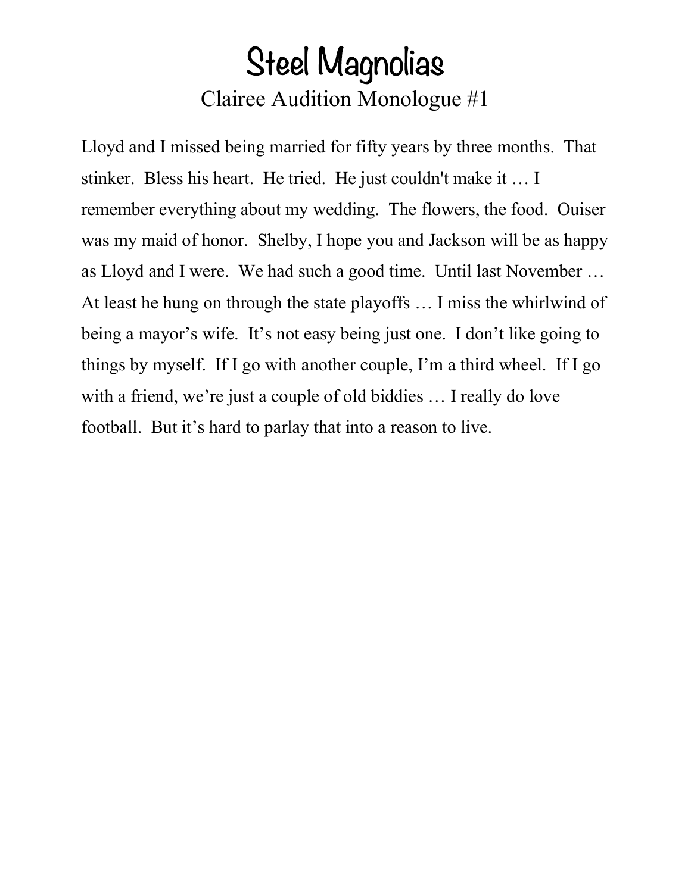# Steel Magnolias

## Clairee Audition Monologue #1

Lloyd and I missed being married for fifty years by three months. That stinker. Bless his heart. He tried. He just couldn't make it … I remember everything about my wedding. The flowers, the food. Ouiser was my maid of honor. Shelby, I hope you and Jackson will be as happy as Lloyd and I were. We had such a good time. Until last November … At least he hung on through the state playoffs … I miss the whirlwind of being a mayor's wife. It's not easy being just one. I don't like going to things by myself. If I go with another couple, I'm a third wheel. If I go with a friend, we're just a couple of old biddies … I really do love football. But it's hard to parlay that into a reason to live.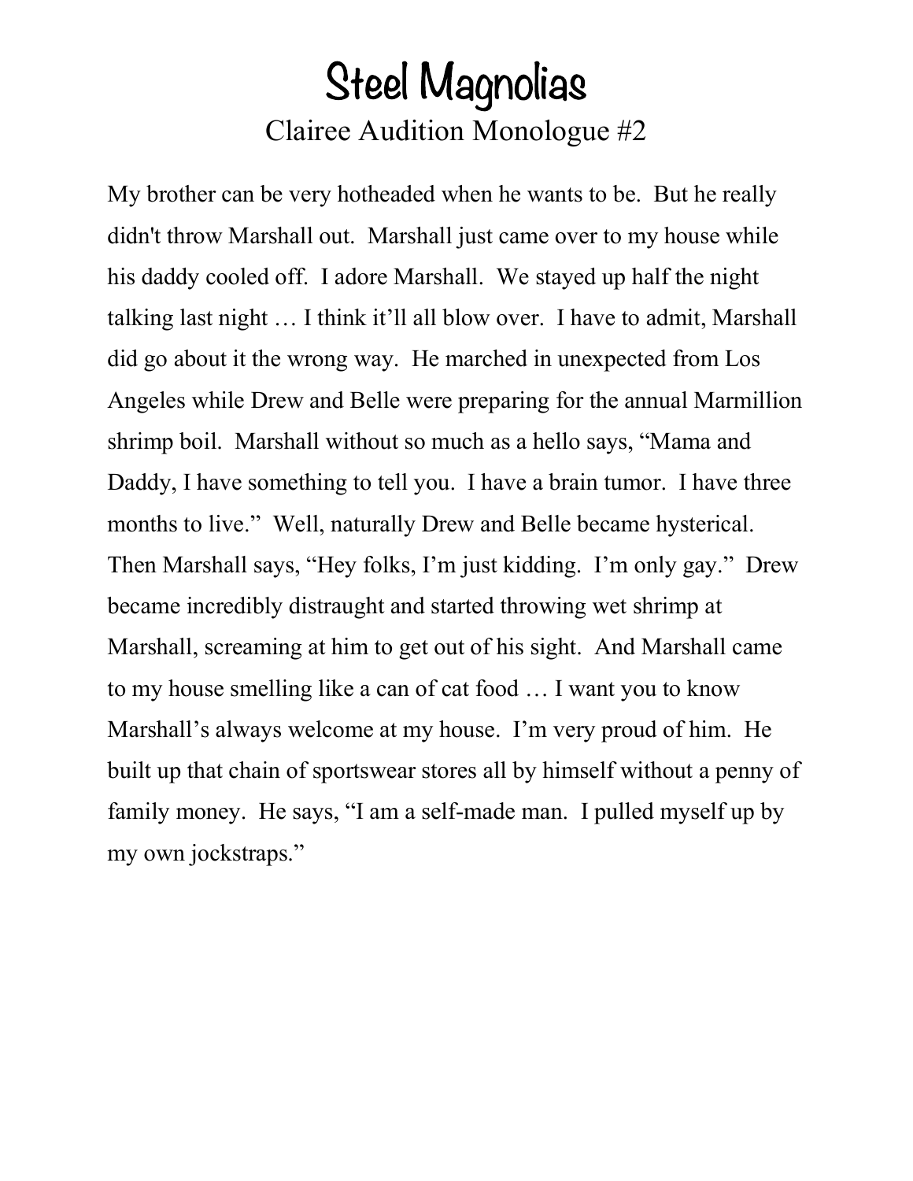# Steel Magnolias

## Clairee Audition Monologue #2

My brother can be very hotheaded when he wants to be. But he really didn't throw Marshall out. Marshall just came over to my house while his daddy cooled off. I adore Marshall. We stayed up half the night talking last night … I think it'll all blow over. I have to admit, Marshall did go about it the wrong way. He marched in unexpected from Los Angeles while Drew and Belle were preparing for the annual Marmillion shrimp boil. Marshall without so much as a hello says, "Mama and Daddy, I have something to tell you. I have a brain tumor. I have three months to live." Well, naturally Drew and Belle became hysterical. Then Marshall says, "Hey folks, I'm just kidding. I'm only gay." Drew became incredibly distraught and started throwing wet shrimp at Marshall, screaming at him to get out of his sight. And Marshall came to my house smelling like a can of cat food … I want you to know Marshall's always welcome at my house. I'm very proud of him. He built up that chain of sportswear stores all by himself without a penny of family money. He says, "I am a self-made man. I pulled myself up by my own jockstraps."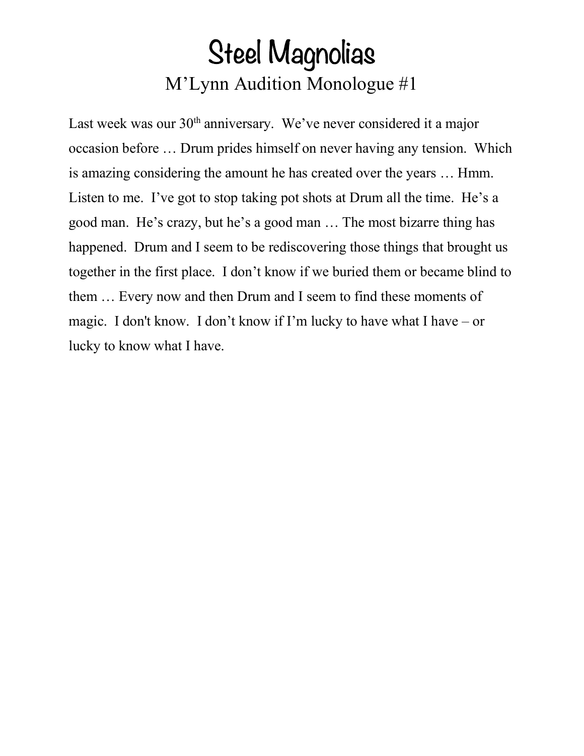# Steel Magnolias

## M'Lynn Audition Monologue #1

Last week was our 30th anniversary. We've never considered it a major occasion before … Drum prides himself on never having any tension. Which is amazing considering the amount he has created over the years … Hmm. Listen to me. I've got to stop taking pot shots at Drum all the time. He's a good man. He's crazy, but he's a good man … The most bizarre thing has happened. Drum and I seem to be rediscovering those things that brought us together in the first place. I don't know if we buried them or became blind to them … Every now and then Drum and I seem to find these moments of magic. I don't know. I don't know if I'm lucky to have what I have – or lucky to know what I have.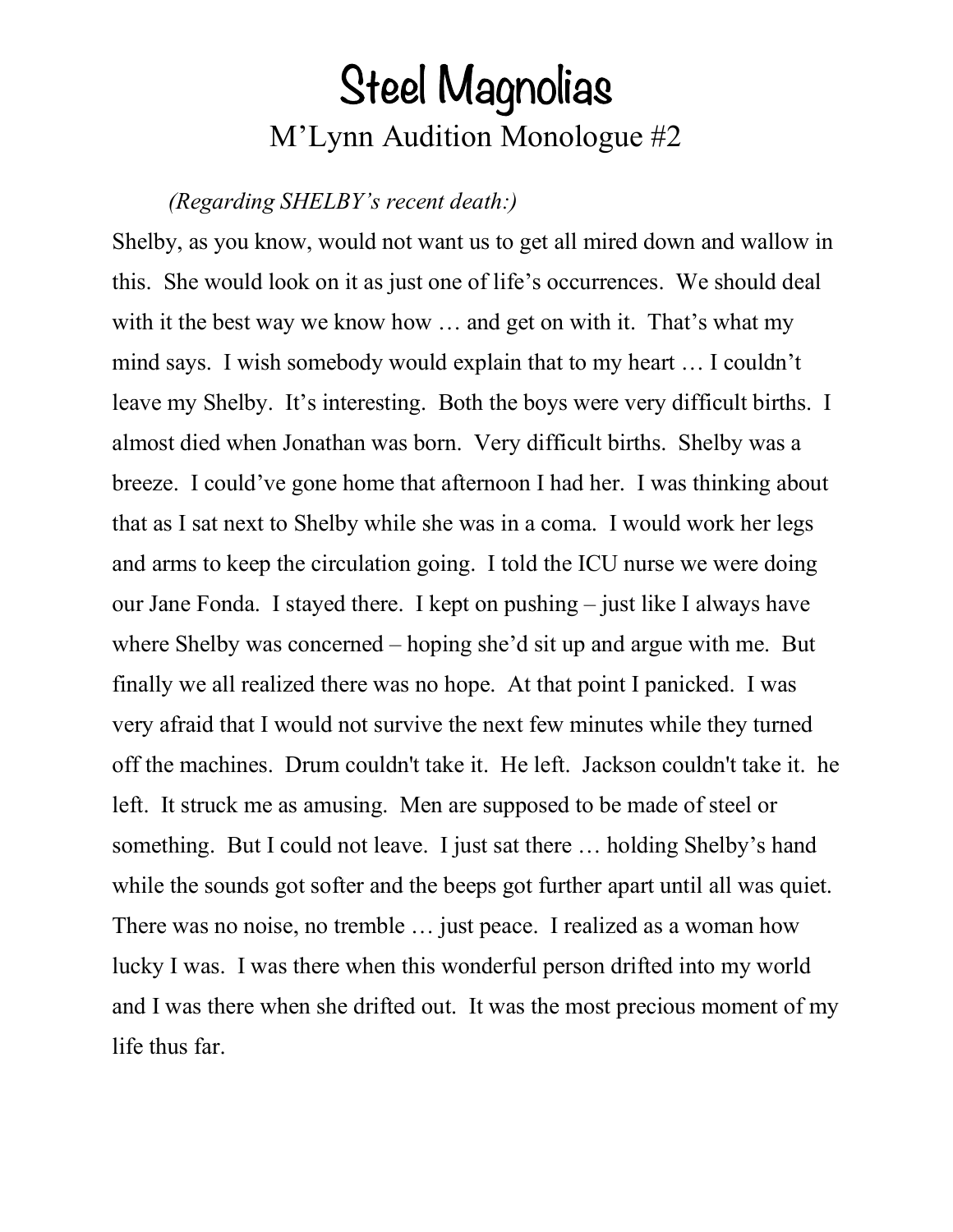# Steel Magnolias

## M'Lynn Audition Monologue #2

*(Regarding SHELBY's recent death:)*

Shelby, as you know, would not want us to get all mired down and wallow in this. She would look on it as just one of life's occurrences. We should deal with it the best way we know how … and get on with it. That's what my mind says. I wish somebody would explain that to my heart … I couldn't leave my Shelby. It's interesting. Both the boys were very difficult births. I almost died when Jonathan was born. Very difficult births. Shelby was a breeze. I could've gone home that afternoon I had her. I was thinking about that as I sat next to Shelby while she was in a coma. I would work her legs and arms to keep the circulation going. I told the ICU nurse we were doing our Jane Fonda. I stayed there. I kept on pushing – just like I always have where Shelby was concerned – hoping she'd sit up and argue with me. But finally we all realized there was no hope. At that point I panicked. I was very afraid that I would not survive the next few minutes while they turned off the machines. Drum couldn't take it. He left. Jackson couldn't take it. he left. It struck me as amusing. Men are supposed to be made of steel or something. But I could not leave. I just sat there … holding Shelby's hand while the sounds got softer and the beeps got further apart until all was quiet. There was no noise, no tremble … just peace. I realized as a woman how lucky I was. I was there when this wonderful person drifted into my world and I was there when she drifted out. It was the most precious moment of my life thus far.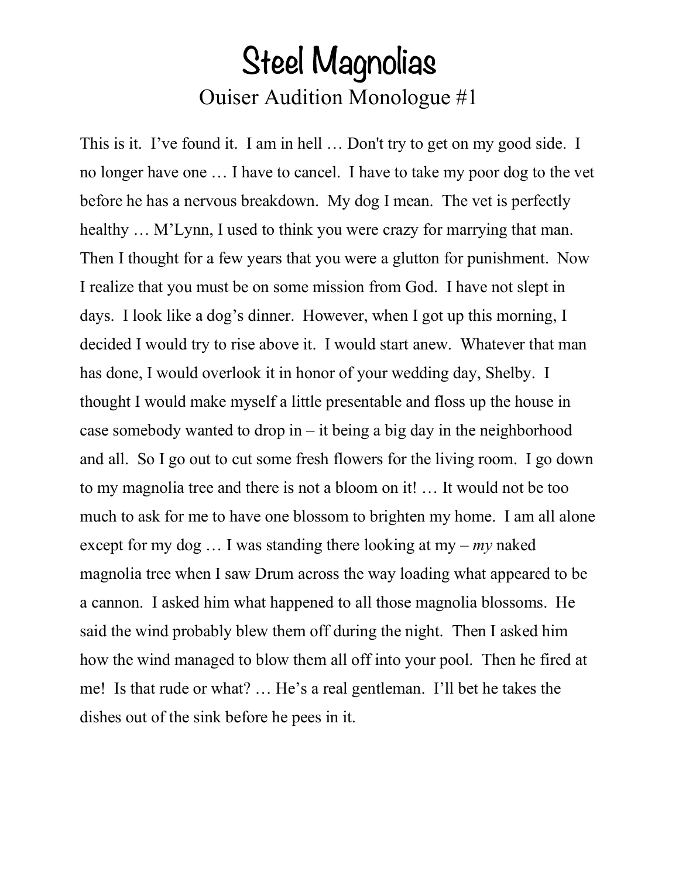# Steel Magnolias

## Ouiser Audition Monologue #1

This is it. I've found it. I am in hell … Don't try to get on my good side. I no longer have one … I have to cancel. I have to take my poor dog to the vet before he has a nervous breakdown. My dog I mean. The vet is perfectly healthy … M'Lynn, I used to think you were crazy for marrying that man. Then I thought for a few years that you were a glutton for punishment. Now I realize that you must be on some mission from God. I have not slept in days. I look like a dog's dinner. However, when I got up this morning, I decided I would try to rise above it. I would start anew. Whatever that man has done, I would overlook it in honor of your wedding day, Shelby. I thought I would make myself a little presentable and floss up the house in case somebody wanted to drop in – it being a big day in the neighborhood and all. So I go out to cut some fresh flowers for the living room. I go down to my magnolia tree and there is not a bloom on it! … It would not be too much to ask for me to have one blossom to brighten my home. I am all alone except for my dog … I was standing there looking at my – *my* naked magnolia tree when I saw Drum across the way loading what appeared to be a cannon. I asked him what happened to all those magnolia blossoms. He said the wind probably blew them off during the night. Then I asked him how the wind managed to blow them all off into your pool. Then he fired at me! Is that rude or what? … He's a real gentleman. I'll bet he takes the dishes out of the sink before he pees in it.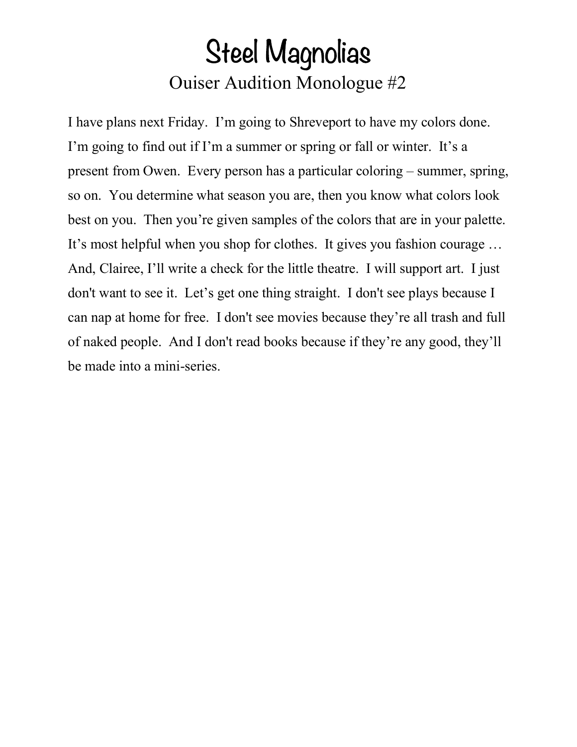# Steel Magnolias

## Ouiser Audition Monologue #2

I have plans next Friday. I'm going to Shreveport to have my colors done. I'm going to find out if I'm a summer or spring or fall or winter. It's a present from Owen. Every person has a particular coloring – summer, spring, so on. You determine what season you are, then you know what colors look best on you. Then you're given samples of the colors that are in your palette. It's most helpful when you shop for clothes. It gives you fashion courage … And, Clairee, I'll write a check for the little theatre. I will support art. I just don't want to see it. Let's get one thing straight. I don't see plays because I can nap at home for free. I don't see movies because they're all trash and full of naked people. And I don't read books because if they're any good, they'll be made into a mini-series.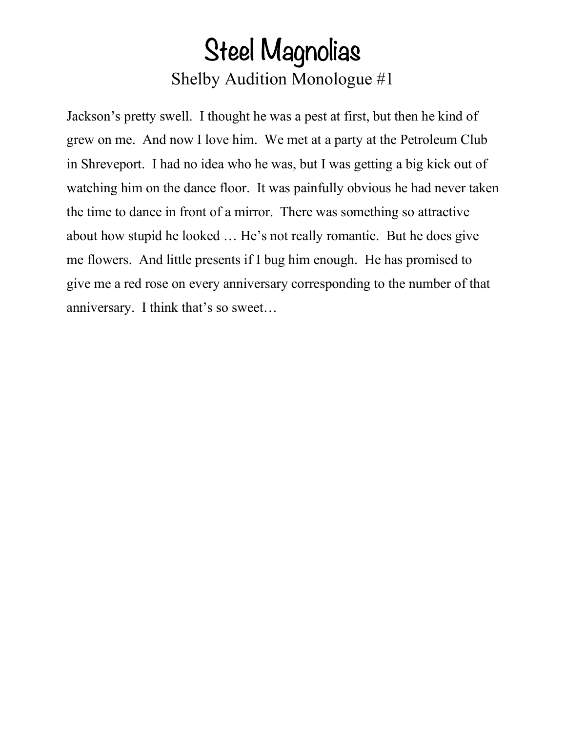# Steel Magnolias

## Shelby Audition Monologue #1

Jackson's pretty swell. I thought he was a pest at first, but then he kind of grew on me. And now I love him. We met at a party at the Petroleum Club in Shreveport. I had no idea who he was, but I was getting a big kick out of watching him on the dance floor. It was painfully obvious he had never taken the time to dance in front of a mirror. There was something so attractive about how stupid he looked … He's not really romantic. But he does give me flowers. And little presents if I bug him enough. He has promised to give me a red rose on every anniversary corresponding to the number of that anniversary. I think that's so sweet…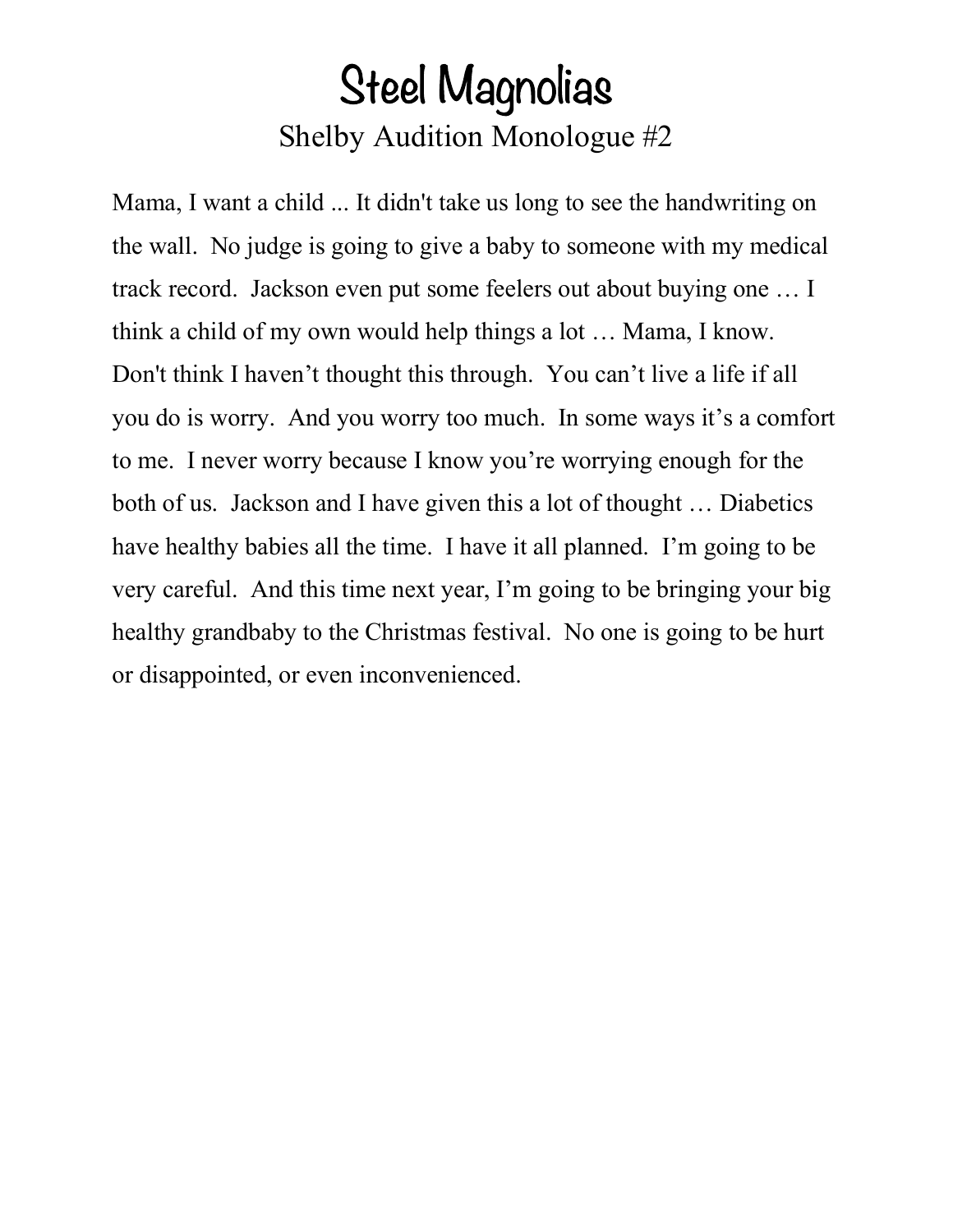# Steel Magnolias

## Shelby Audition Monologue #2

Mama, I want a child ... It didn't take us long to see the handwriting on the wall. No judge is going to give a baby to someone with my medical track record. Jackson even put some feelers out about buying one … I think a child of my own would help things a lot … Mama, I know. Don't think I haven't thought this through. You can't live a life if all you do is worry. And you worry too much. In some ways it's a comfort to me. I never worry because I know you're worrying enough for the both of us. Jackson and I have given this a lot of thought … Diabetics have healthy babies all the time. I have it all planned. I'm going to be very careful. And this time next year, I'm going to be bringing your big healthy grandbaby to the Christmas festival. No one is going to be hurt or disappointed, or even inconvenienced.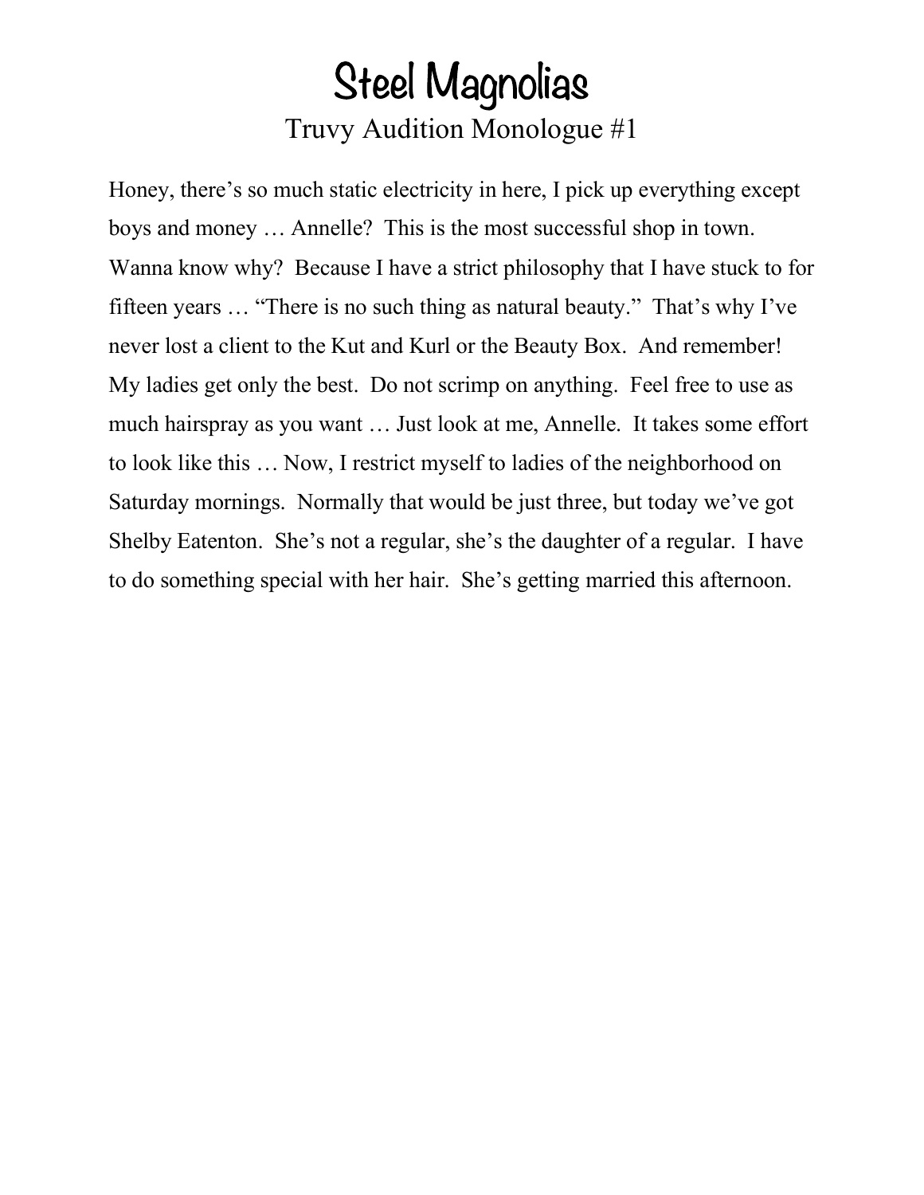# Steel Magnolias

## Truvy Audition Monologue #1

Honey, there's so much static electricity in here, I pick up everything except boys and money … Annelle? This is the most successful shop in town. Wanna know why? Because I have a strict philosophy that I have stuck to for fifteen years … "There is no such thing as natural beauty." That's why I've never lost a client to the Kut and Kurl or the Beauty Box. And remember! My ladies get only the best. Do not scrimp on anything. Feel free to use as much hairspray as you want … Just look at me, Annelle. It takes some effort to look like this … Now, I restrict myself to ladies of the neighborhood on Saturday mornings. Normally that would be just three, but today we've got Shelby Eatenton. She's not a regular, she's the daughter of a regular. I have to do something special with her hair. She's getting married this afternoon.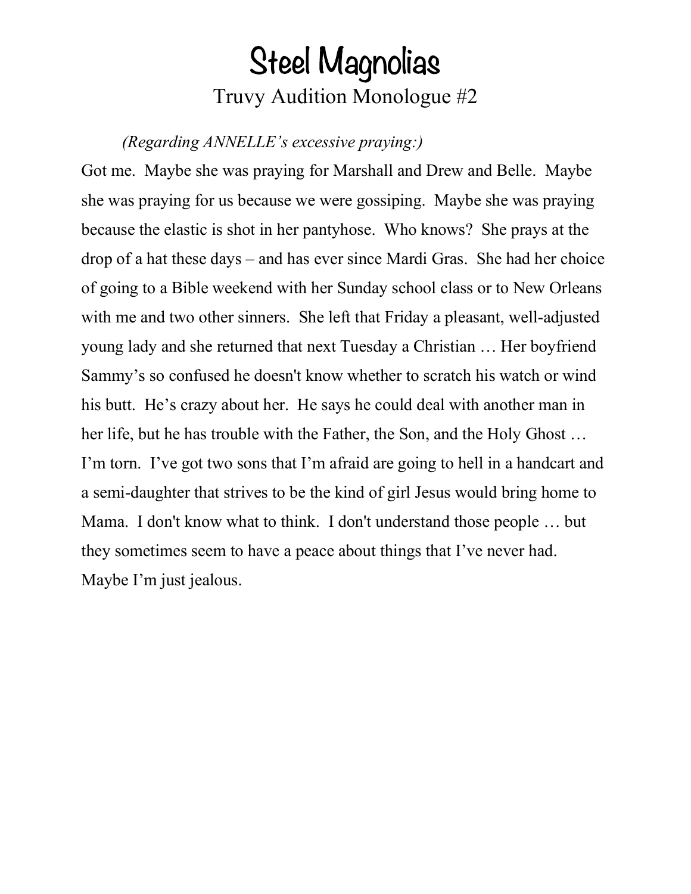# Steel Magnolias

Truvy Audition Monologue #2

*(Regarding ANNELLE's excessive praying:)*

Got me. Maybe she was praying for Marshall and Drew and Belle. Maybe she was praying for us because we were gossiping. Maybe she was praying because the elastic is shot in her pantyhose. Who knows? She prays at the drop of a hat these days – and has ever since Mardi Gras. She had her choice of going to a Bible weekend with her Sunday school class or to New Orleans with me and two other sinners. She left that Friday a pleasant, well-adjusted young lady and she returned that next Tuesday a Christian … Her boyfriend Sammy's so confused he doesn't know whether to scratch his watch or wind his butt. He's crazy about her. He says he could deal with another man in her life, but he has trouble with the Father, the Son, and the Holy Ghost … I'm torn. I've got two sons that I'm afraid are going to hell in a handcart and a semi-daughter that strives to be the kind of girl Jesus would bring home to Mama. I don't know what to think. I don't understand those people … but they sometimes seem to have a peace about things that I've never had. Maybe I'm just jealous.